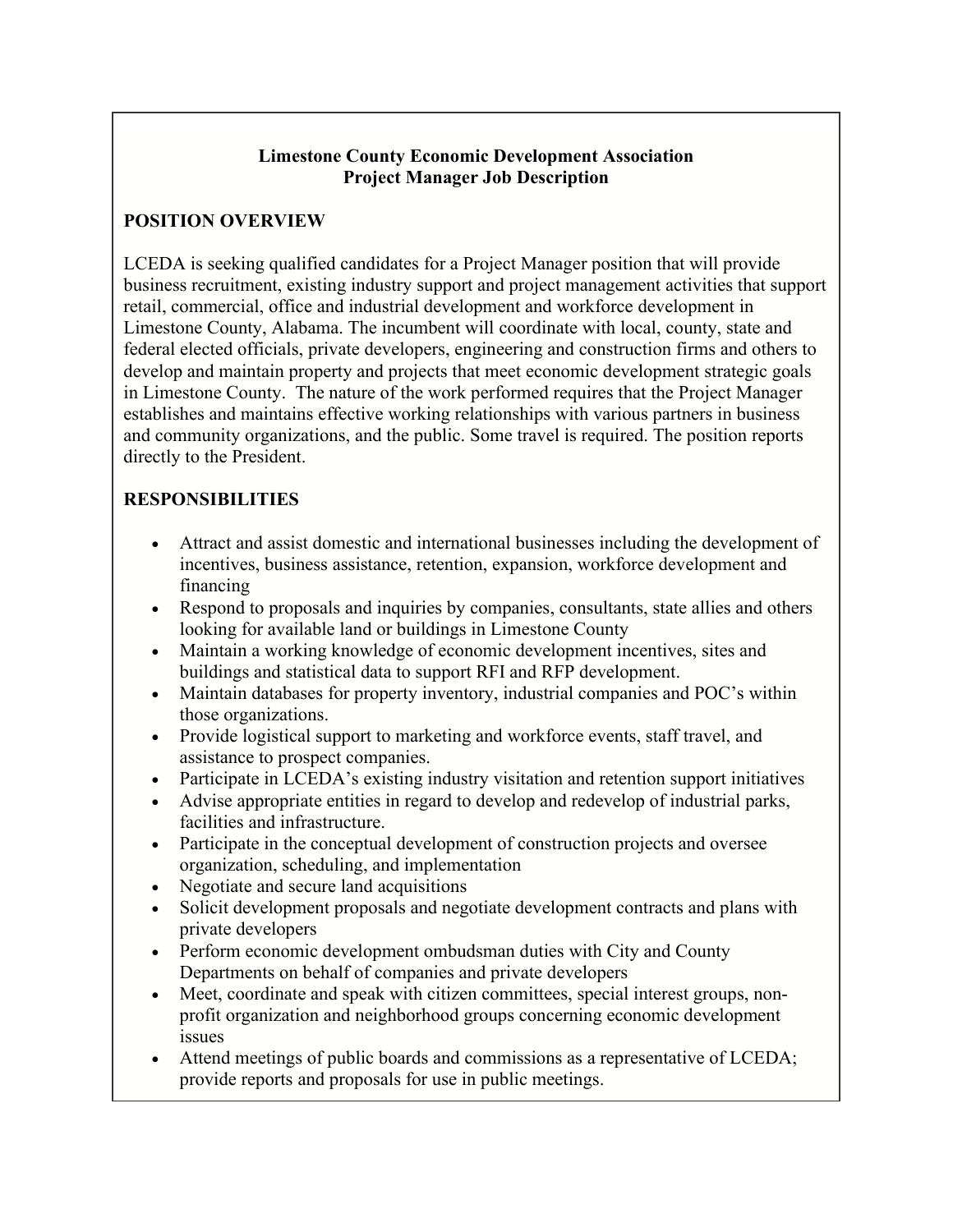**Limestone County Economic Development Association**
**Project Manager Job Description**

## POSITION OVERVIEW

LCEDA is seeking qualified candidates for a Project Manager position that will provide business recruitment, existing industry support and project management activities that support retail, commercial, office and industrial development and workforce development in Limestone County, Alabama. The incumbent will coordinate with local, county, state and federal elected officials, private developers, engineering and construction firms and others to develop and maintain property and projects that meet economic development strategic goals in Limestone County. The nature of the work performed requires that the Project Manager establishes and maintains effective working relationships with various partners in business and community organizations, and the public. Some travel is required. The position reports directly to the President.

## RESPONSIBILITIES

- Attract and assist domestic and international businesses including the development of incentives, business assistance, retention, expansion, workforce development and financing
- Respond to proposals and inquiries by companies, consultants, state allies and others looking for available land or buildings in Limestone County
- Maintain a working knowledge of economic development incentives, sites and buildings and statistical data to support RFI and RFP development.
- Maintain databases for property inventory, industrial companies and POC's within those organizations.
- Provide logistical support to marketing and workforce events, staff travel, and assistance to prospect companies.
- Participate in LCEDA's existing industry visitation and retention support initiatives
- Advise appropriate entities in regard to develop and redevelop of industrial parks, facilities and infrastructure.
- Participate in the conceptual development of construction projects and oversee organization, scheduling, and implementation
- Negotiate and secure land acquisitions
- Solicit development proposals and negotiate development contracts and plans with private developers
- Perform economic development ombudsman duties with City and County Departments on behalf of companies and private developers
- Meet, coordinate and speak with citizen committees, special interest groups, non-profit organization and neighborhood groups concerning economic development issues
- Attend meetings of public boards and commissions as a representative of LCEDA; provide reports and proposals for use in public meetings.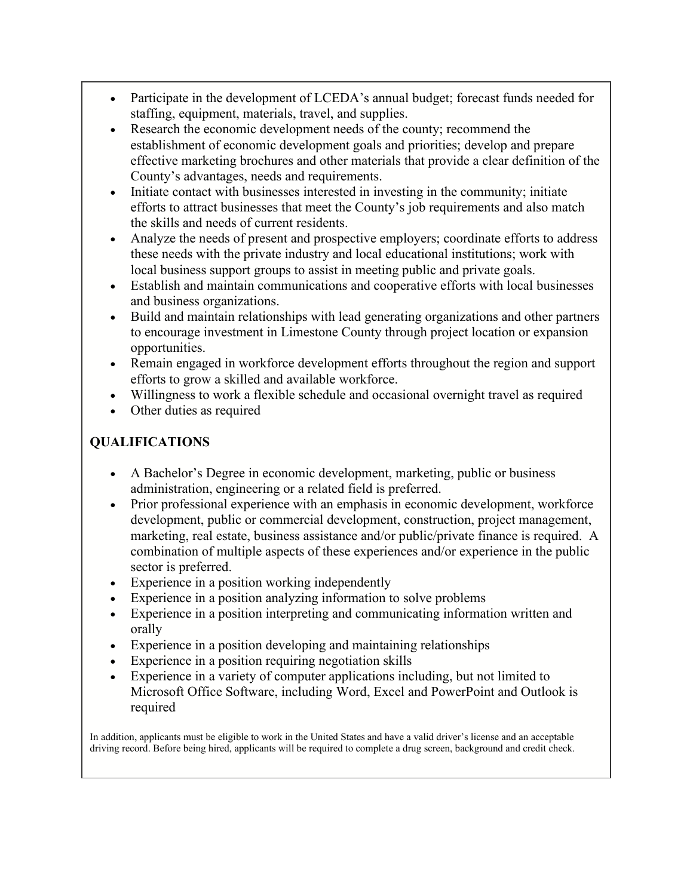- Participate in the development of LCEDA's annual budget; forecast funds needed for staffing, equipment, materials, travel, and supplies.
- Research the economic development needs of the county; recommend the establishment of economic development goals and priorities; develop and prepare effective marketing brochures and other materials that provide a clear definition of the County's advantages, needs and requirements.
- Initiate contact with businesses interested in investing in the community; initiate efforts to attract businesses that meet the County's job requirements and also match the skills and needs of current residents.
- Analyze the needs of present and prospective employers; coordinate efforts to address these needs with the private industry and local educational institutions; work with local business support groups to assist in meeting public and private goals.
- Establish and maintain communications and cooperative efforts with local businesses and business organizations.
- Build and maintain relationships with lead generating organizations and other partners to encourage investment in Limestone County through project location or expansion opportunities.
- Remain engaged in workforce development efforts throughout the region and support efforts to grow a skilled and available workforce.
- Willingness to work a flexible schedule and occasional overnight travel as required
- Other duties as required

## QUALIFICATIONS

- A Bachelor's Degree in economic development, marketing, public or business administration, engineering or a related field is preferred.
- Prior professional experience with an emphasis in economic development, workforce development, public or commercial development, construction, project management, marketing, real estate, business assistance and/or public/private finance is required. A combination of multiple aspects of these experiences and/or experience in the public sector is preferred.
- Experience in a position working independently
- Experience in a position analyzing information to solve problems
- Experience in a position interpreting and communicating information written and orally
- Experience in a position developing and maintaining relationships
- Experience in a position requiring negotiation skills
- Experience in a variety of computer applications including, but not limited to Microsoft Office Software, including Word, Excel and PowerPoint and Outlook is required

In addition, applicants must be eligible to work in the United States and have a valid driver's license and an acceptable driving record. Before being hired, applicants will be required to complete a drug screen, background and credit check.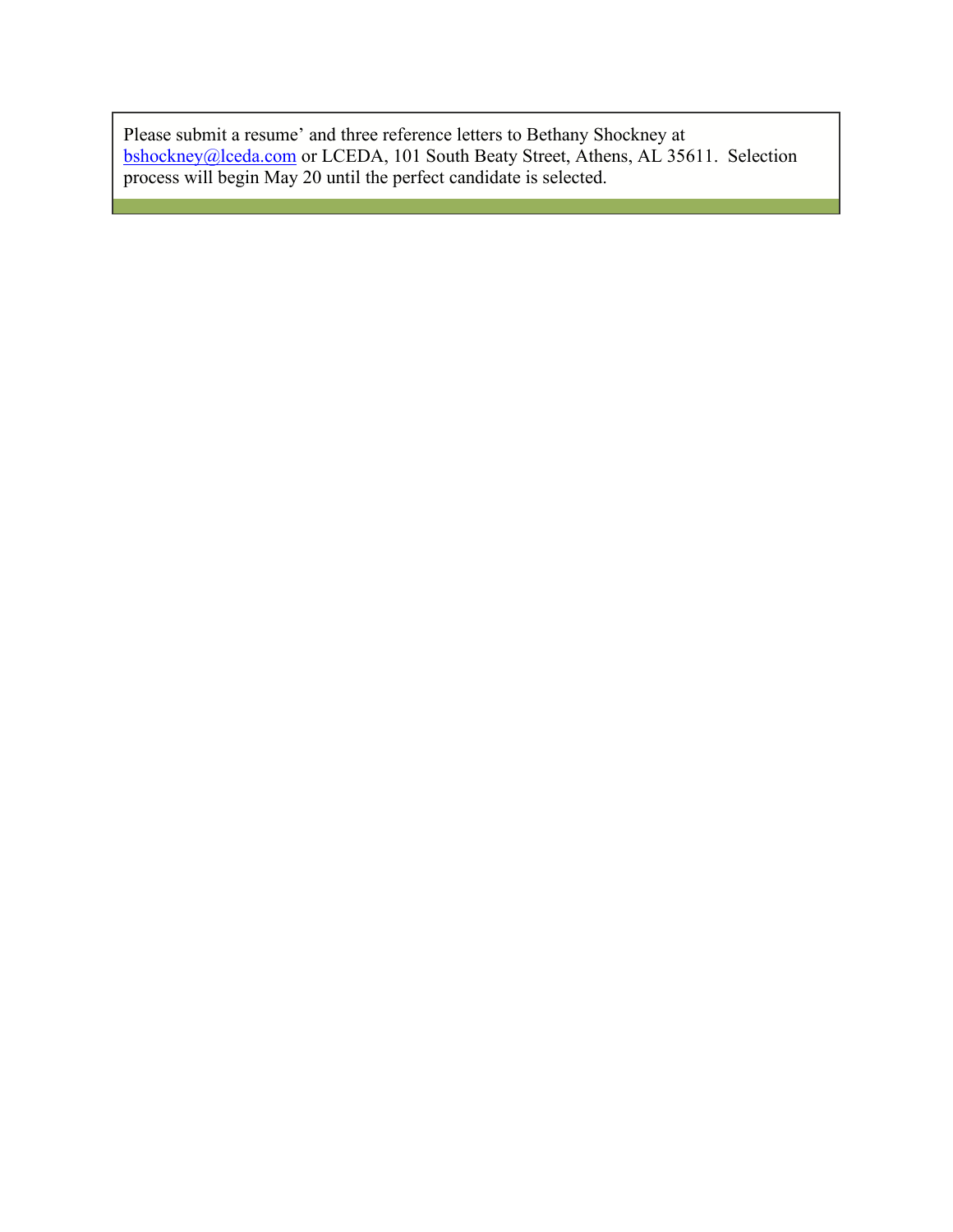Please submit a resume' and three reference letters to Bethany Shockney at bshockney@lceda.com or LCEDA, 101 South Beaty Street, Athens, AL 35611. Selection process will begin May 20 until the perfect candidate is selected.